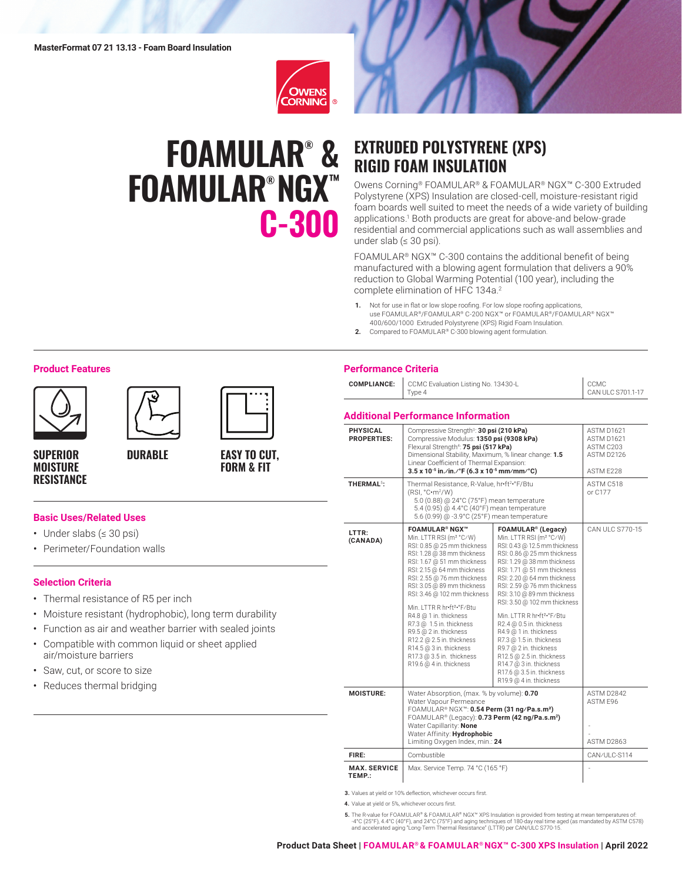MasterFormat 07 21 13.13 - Foam Board Insulation

# FOAMULAR® & FOAMULAR® NGX™ C-300

## EXTRUDED POLYSTYRENE (XPS) RIGID FOAM INSULATION

Owens Corning® FOAMULAR® & FOAMULAR® NGX™ C-300 Extruded Polystyrene (XPS) Insulation are closed-cell, moisture-resistant rigid foam boards well suited to meet the needs of a wide variety of building applications.[1] Both products are great for above-and below-grade residential and commercial applications such as wall assemblies and under slab (≤ 30 psi).

FOAMULAR® NGX™ C-300 contains the additional benefit of being manufactured with a blowing agent formulation that delivers a 90% reduction to Global Warming Potential (100 year), including the complete elimination of HFC 134a.[2]

1. Not for use in flat or low slope roofing. For low slope roofing applications, use FOAMULAR®/FOAMULAR® C-200 NGX™ or FOAMULAR®/FOAMULAR® NGX™ 400/600/1000 Extruded Polystyrene (XPS) Rigid Foam Insulation.
2. Compared to FOAMULAR® C-300 blowing agent formulation.

### Product Features

- SUPERIOR MOISTURE RESISTANCE
- DURABLE
- EASY TO CUT, FORM & FIT

### Basic Uses/Related Uses

- Under slabs (≤ 30 psi)
- Perimeter/Foundation walls

### Selection Criteria

- Thermal resistance of R5 per inch
- Moisture resistant (hydrophobic), long term durability
- Function as air and weather barrier with sealed joints
- Compatible with common liquid or sheet applied air/moisture barriers
- Saw, cut, or score to size
- Reduces thermal bridging

### Performance Criteria

| COMPLIANCE: | CCMC Evaluation Listing No. 13430-L Type 4 | CCMC CAN ULC S701.1-17 |
|---|---|---|

### Additional Performance Information

| | | | |
|---|---|---|---|
| PHYSICAL PROPERTIES: | Compressive Strength[3]: **30 psi (210 kPa)**<br>Compressive Modulus: **1350 psi (9308 kPa)**<br>Flexural Strength[4]: **75 psi (517 kPa)**<br>Dimensional Stability, Maximum, % linear change: **1.5**<br>Linear Coefficient of Thermal Expansion: **$3.5 \times 10^{-5}$ in./in./°F ($6.3 \times 10^{-5}$ mm/mm/°C)** | | ASTM D1621<br>ASTM D1621<br>ASTM C203<br>ASTM D2126<br>ASTM E228 |
| THERMAL[5]: | Thermal Resistance, R-Value, hr•ft²•°F/Btu (RSI, °C•m²/W)<br>5.0 (0.88) @ 24°C (75°F) mean temperature<br>5.4 (0.95) @ 4.4°C (40°F) mean temperature<br>5.6 (0.99) @ -3.9°C (25°F) mean temperature | | ASTM C518 or C177 |
| LTTR: (CANADA) | **FOAMULAR® NGX™**<br>Min. LTTR RSI (m² °C/W)<br>RSI: 0.85 @ 25 mm thickness<br>RSI: 1.28 @ 38 mm thickness<br>RSI: 1.67 @ 51 mm thickness<br>RSI: 2.15 @ 64 mm thickness<br>RSI: 2.55 @ 76 mm thickness<br>RSI: 3.05 @ 89 mm thickness<br>RSI: 3.46 @ 102 mm thickness<br><br>Min. LTTR R hr•ft²•°F/Btu<br>R4.8 @ 1 in. thickness<br>R7.3 @ 1.5 in. thickness<br>R9.5 @ 2 in. thickness<br>R12.2 @ 2.5 in. thickness<br>R14.5 @ 3 in. thickness<br>R17.3 @ 3.5 in. thickness<br>R19.6 @ 4 in. thickness | **FOAMULAR® (Legacy)**<br>Min. LTTR RSI (m² °C/W)<br>RSI: 0.43 @ 12.5 mm thickness<br>RSI: 0.86 @ 25 mm thickness<br>RSI: 1.29 @ 38 mm thickness<br>RSI: 1.71 @ 51 mm thickness<br>RSI: 2.20 @ 64 mm thickness<br>RSI: 2.59 @ 76 mm thickness<br>RSI: 3.10 @ 89 mm thickness<br>RSI: 3.50 @ 102 mm thickness<br><br>Min. LTTR R hr•ft²•°F/Btu<br>R2.4 @ 0.5 in. thickness<br>R4.9 @ 1 in. thickness<br>R7.3 @ 1.5 in. thickness<br>R9.7 @ 2 in. thickness<br>R12.5 @ 2.5 in. thickness<br>R14.7 @ 3 in. thickness<br>R17.6 @ 3.5 in. thickness<br>R19.9 @ 4 in. thickness | CAN ULC S770-15 |
| MOISTURE: | Water Absorption, (max. % by volume): **0.70**<br>Water Vapour Permeance<br>FOAMULAR® NGX™: **0.54 Perm (31 ng/Pa.s.m²)**<br>FOAMULAR® (Legacy): **0.73 Perm (42 ng/Pa.s.m²)**<br>Water Capillarity: **None**<br>Water Affinity: **Hydrophobic**<br>Limiting Oxygen Index, min.: **24** | | ASTM D2842<br>ASTM E96<br>-<br>-<br>ASTM D2863 |
| FIRE: | Combustible | | CAN/ULC-S114 |
| MAX. SERVICE TEMP.: | Max. Service Temp. 74 °C (165 °F) | | - |

3. Values at yield or 10% deflection, whichever occurs first.
4. Value at yield or 5%, whichever occurs first.
5. The R-value for FOAMULAR® & FOAMULAR® NGX™ XPS Insulation is provided from testing at mean temperatures of: -4°C (25°F), 4.4°C (40°F), and 24°C (75°F) and aging techniques of 180-day real time aged (as mandated by ASTM C578) and accelerated aging "Long-Term Thermal Resistance" (LTTR) per CAN/ULC S770-15.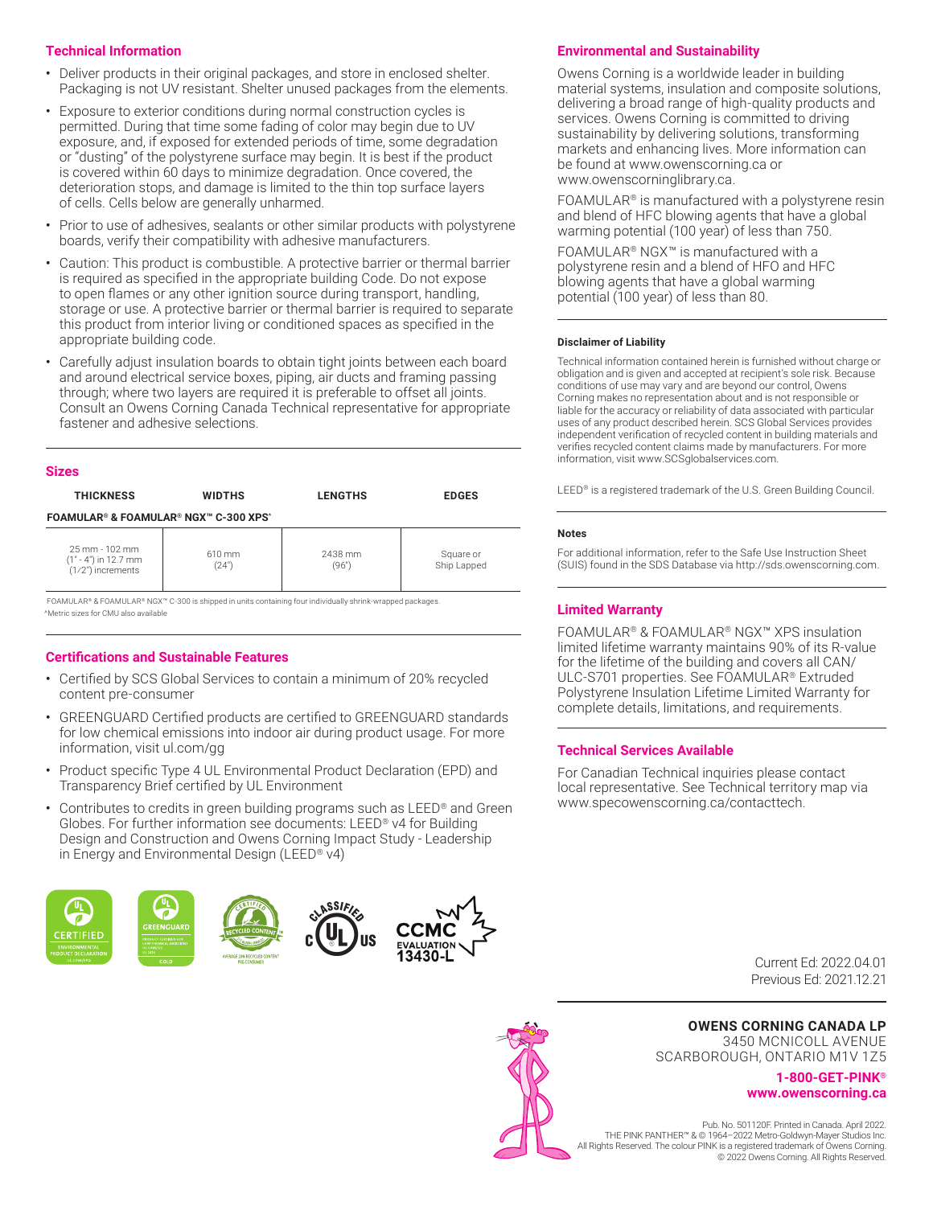## Technical Information

- Deliver products in their original packages, and store in enclosed shelter. Packaging is not UV resistant. Shelter unused packages from the elements.
- Exposure to exterior conditions during normal construction cycles is permitted. During that time some fading of color may begin due to UV exposure, and, if exposed for extended periods of time, some degradation or "dusting" of the polystyrene surface may begin. It is best if the product is covered within 60 days to minimize degradation. Once covered, the deterioration stops, and damage is limited to the thin top surface layers of cells. Cells below are generally unharmed.
- Prior to use of adhesives, sealants or other similar products with polystyrene boards, verify their compatibility with adhesive manufacturers.
- Caution: This product is combustible. A protective barrier or thermal barrier is required as specified in the appropriate building Code. Do not expose to open flames or any other ignition source during transport, handling, storage or use. A protective barrier or thermal barrier is required to separate this product from interior living or conditioned spaces as specified in the appropriate building code.
- Carefully adjust insulation boards to obtain tight joints between each board and around electrical service boxes, piping, air ducts and framing passing through; where two layers are required it is preferable to offset all joints. Consult an Owens Corning Canada Technical representative for appropriate fastener and adhesive selections.

## Sizes

| THICKNESS | WIDTHS | LENGTHS | EDGES |
|---|---|---|---|
| **FOAMULAR® & FOAMULAR® NGX™ C-300 XPS^** | | | |
| 25 mm - 102 mm (1" - 4") in 12.7 mm (1⁄2") increments | 610 mm (24") | 2438 mm (96") | Square or Ship Lapped |

FOAMULAR® & FOAMULAR® NGX™ C-300 is shipped in units containing four individually shrink-wrapped packages.
^Metric sizes for CMU also available

## Certifications and Sustainable Features

- Certified by SCS Global Services to contain a minimum of 20% recycled content pre-consumer
- GREENGUARD Certified products are certified to GREENGUARD standards for low chemical emissions into indoor air during product usage. For more information, visit ul.com/gg
- Product specific Type 4 UL Environmental Product Declaration (EPD) and Transparency Brief certified by UL Environment
- Contributes to credits in green building programs such as LEED® and Green Globes. For further information see documents: LEED® v4 for Building Design and Construction and Owens Corning Impact Study - Leadership in Energy and Environmental Design (LEED® v4)

## Environmental and Sustainability

Owens Corning is a worldwide leader in building material systems, insulation and composite solutions, delivering a broad range of high-quality products and services. Owens Corning is committed to driving sustainability by delivering solutions, transforming markets and enhancing lives. More information can be found at www.owenscorning.ca or www.owenscorninglibrary.ca.

FOAMULAR® is manufactured with a polystyrene resin and blend of HFC blowing agents that have a global warming potential (100 year) of less than 750.

FOAMULAR® NGX™ is manufactured with a polystyrene resin and a blend of HFO and HFC blowing agents that have a global warming potential (100 year) of less than 80.

#### Disclaimer of Liability

Technical information contained herein is furnished without charge or obligation and is given and accepted at recipient's sole risk. Because conditions of use may vary and are beyond our control, Owens Corning makes no representation about and is not responsible or liable for the accuracy or reliability of data associated with particular uses of any product described herein. SCS Global Services provides independent verification of recycled content in building materials and verifies recycled content claims made by manufacturers. For more information, visit www.SCSglobalservices.com.

LEED® is a registered trademark of the U.S. Green Building Council.

#### Notes

For additional information, refer to the Safe Use Instruction Sheet (SUIS) found in the SDS Database via http://sds.owenscorning.com.

## Limited Warranty

FOAMULAR® & FOAMULAR® NGX™ XPS insulation limited lifetime warranty maintains 90% of its R-value for the lifetime of the building and covers all CAN/ULC-S701 properties. See FOAMULAR® Extruded Polystyrene Insulation Lifetime Limited Warranty for complete details, limitations, and requirements.

## Technical Services Available

For Canadian Technical inquiries please contact local representative. See Technical territory map via www.specowenscorning.ca/contacttech.

Current Ed: 2022.04.01
Previous Ed: 2021.12.21

**OWENS CORNING CANADA LP**
3450 MCNICOLL AVENUE
SCARBOROUGH, ONTARIO M1V 1Z5

**1-800-GET-PINK®**
**www.owenscorning.ca**

Pub. No. 501120F. Printed in Canada. April 2022.
THE PINK PANTHER™ & © 1964–2022 Metro-Goldwyn-Mayer Studios Inc.
All Rights Reserved. The colour PINK is a registered trademark of Owens Corning.
© 2022 Owens Corning. All Rights Reserved.